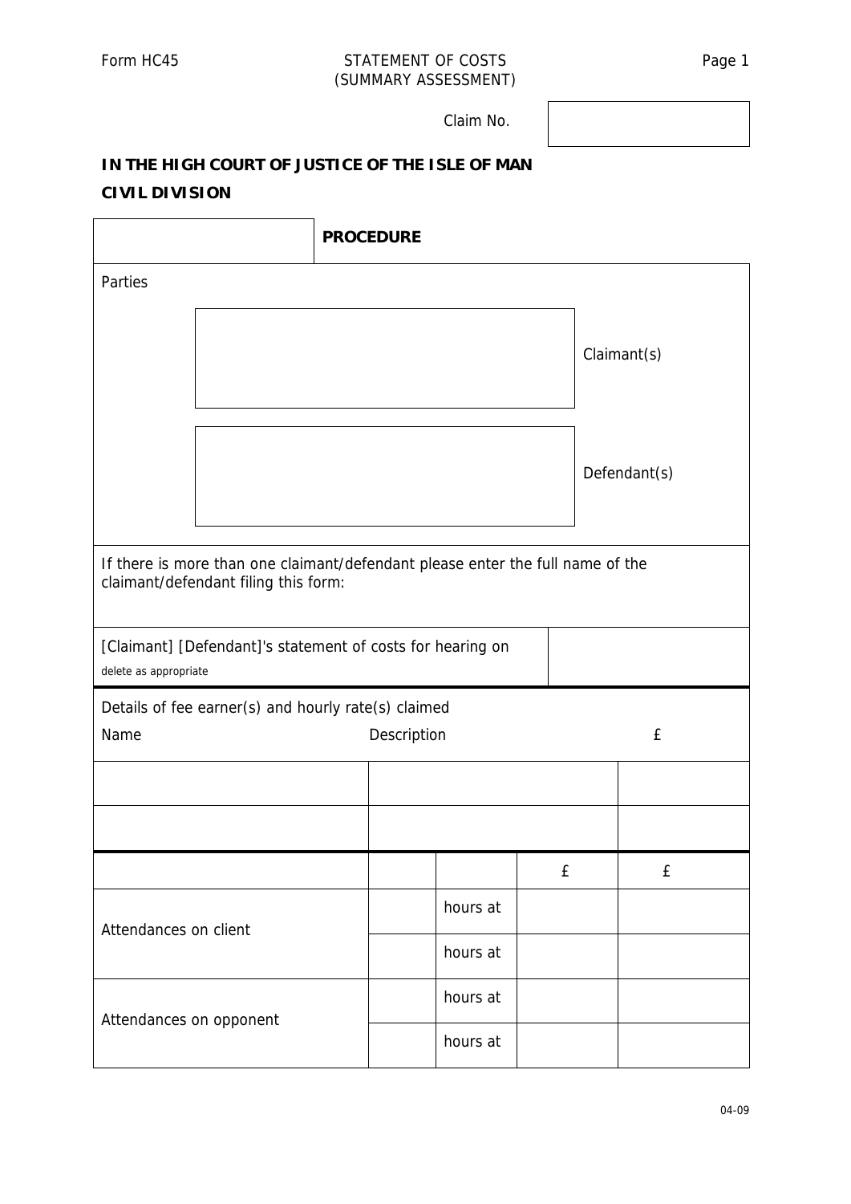Form HC45

STATEMENT OF COSTS
(SUMMARY ASSESSMENT)

Claim No.

**IN THE HIGH COURT OF JUSTICE OF THE ISLE OF MAN**

**CIVIL DIVISION**

| | **PROCEDURE** |
|---|---|

Parties

| | |
|---|---|
| | Claimant(s) |
| | Defendant(s) |

If there is more than one claimant/defendant please enter the full name of the claimant/defendant filing this form:

| [Claimant] [Defendant]'s statement of costs for hearing on<br>delete as appropriate | |
|---|---|

Details of fee earner(s) and hourly rate(s) claimed

| Name | Description | £ |
|---|---|---|
| | | |
| | | |

| | | | £ | £ |
|---|---|---|---|---|
| Attendances on client | | hours at | | |
| | | hours at | | |
| Attendances on opponent | | hours at | | |
| | | hours at | | |

04-09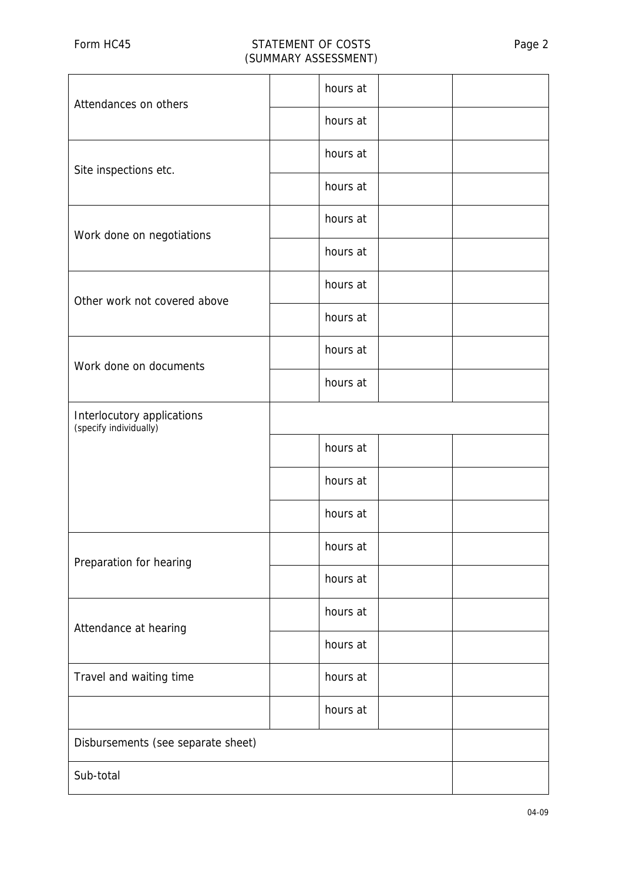# STATEMENT OF COSTS (SUMMARY ASSESSMENT)

Form HC45

| | | | | |
|---|---|---|---|---|
| Attendances on others | | hours at | | |
| | | hours at | | |
| Site inspections etc. | | hours at | | |
| | | hours at | | |
| Work done on negotiations | | hours at | | |
| | | hours at | | |
| Other work not covered above | | hours at | | |
| | | hours at | | |
| Work done on documents | | hours at | | |
| | | hours at | | |
| Interlocutory applications (specify individually) | | | | |
| | | hours at | | |
| | | hours at | | |
| | | hours at | | |
| Preparation for hearing | | hours at | | |
| | | hours at | | |
| Attendance at hearing | | hours at | | |
| | | hours at | | |
| Travel and waiting time | | hours at | | |
| | | hours at | | |
| Disbursements (see separate sheet) | | | | |
| Sub-total | | | | |

04-09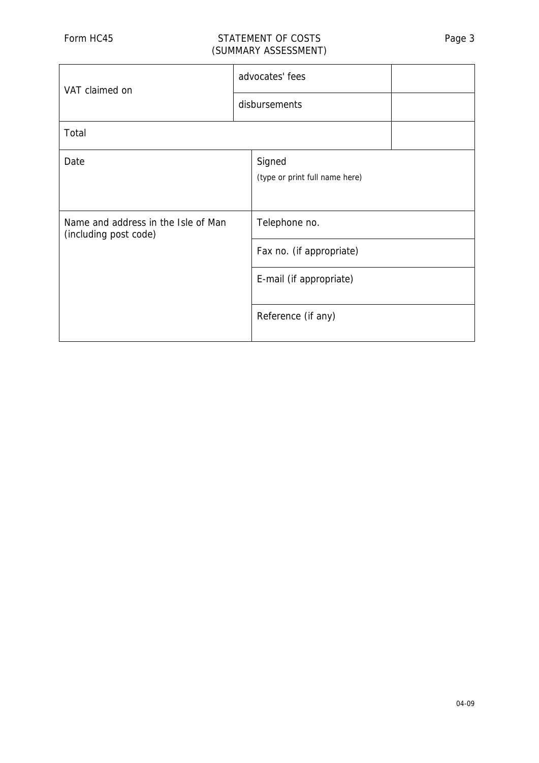| | | |
|---|---|---|
| VAT claimed on | advocates' fees | |
| | disbursements | |
| Total | | |

| | |
|---|---|
| Date | Signed<br>(type or print full name here) |
| Name and address in the Isle of Man (including post code) | Telephone no. |
| | Fax no. (if appropriate) |
| | E-mail (if appropriate) |
| | Reference (if any) |

04-09